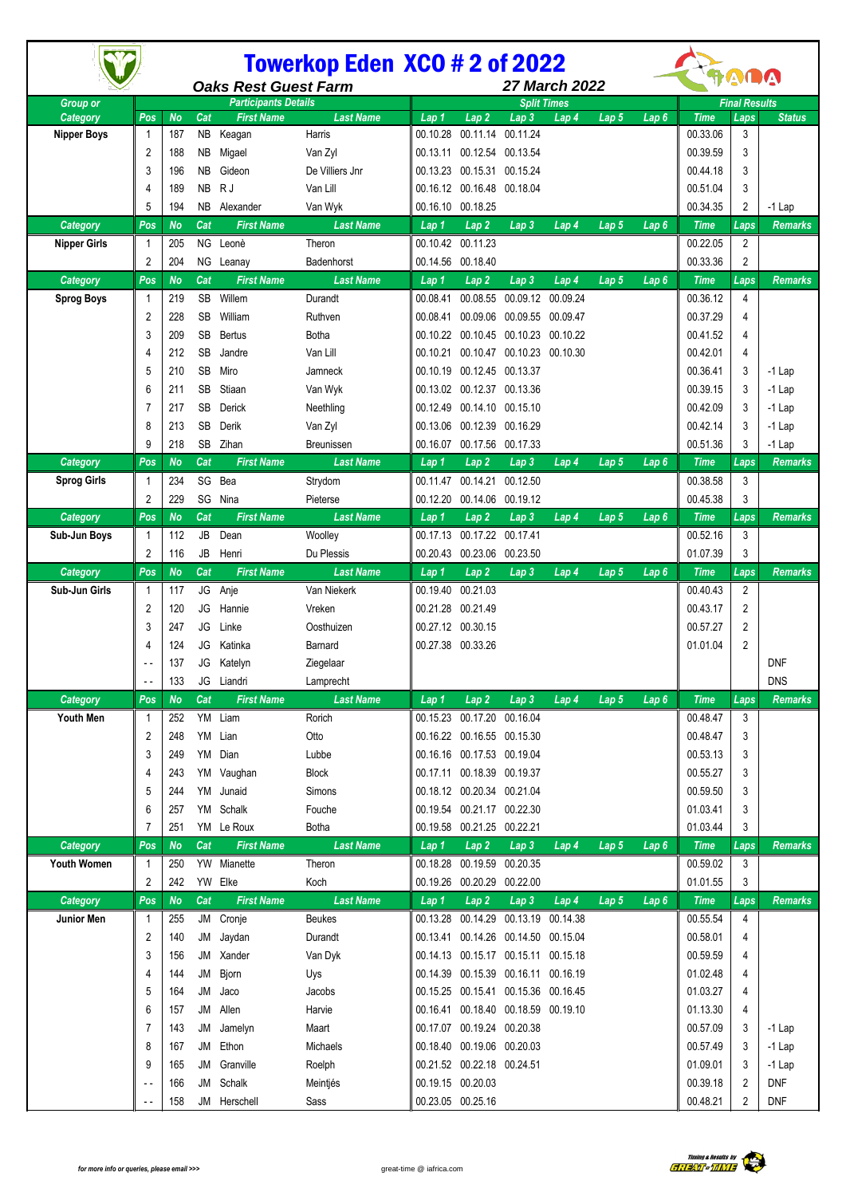# Towerkop Eden XCO # 2 of 2022

**Oaks Rest Guest Farm** — **27 March 2022**

| Group or Category | Pos | No | Cat | First Name | Last Name | Lap 1 | Lap 2 | Lap 3 | Lap 4 | Lap 5 | Lap 6 | Time | Laps | Status |
|---|---|---|---|---|---|---|---|---|---|---|---|---|---|---|
| Nipper Boys | 1 | 187 | NB | Keagan | Harris | 00.10.28 | 00.11.14 | 00.11.24 | | | | 00.33.06 | 3 | |
| | 2 | 188 | NB | Migael | Van Zyl | 00.13.11 | 00.12.54 | 00.13.54 | | | | 00.39.59 | 3 | |
| | 3 | 196 | NB | Gideon | De Villiers Jnr | 00.13.23 | 00.15.31 | 00.15.24 | | | | 00.44.18 | 3 | |
| | 4 | 189 | NB | R J | Van Lill | 00.16.12 | 00.16.48 | 00.18.04 | | | | 00.51.04 | 3 | |
| | 5 | 194 | NB | Alexander | Van Wyk | 00.16.10 | 00.18.25 | | | | | 00.34.35 | 2 | -1 Lap |
| **Category** | **Pos** | **No** | **Cat** | **First Name** | **Last Name** | **Lap 1** | **Lap 2** | **Lap 3** | **Lap 4** | **Lap 5** | **Lap 6** | **Time** | **Laps** | **Remarks** |
| Nipper Girls | 1 | 205 | NG | Leonè | Theron | 00.10.42 | 00.11.23 | | | | | 00.22.05 | 2 | |
| | 2 | 204 | NG | Leanay | Badenhorst | 00.14.56 | 00.18.40 | | | | | 00.33.36 | 2 | |
| **Category** | **Pos** | **No** | **Cat** | **First Name** | **Last Name** | **Lap 1** | **Lap 2** | **Lap 3** | **Lap 4** | **Lap 5** | **Lap 6** | **Time** | **Laps** | **Remarks** |
| Sprog Boys | 1 | 219 | SB | Willem | Durandt | 00.08.41 | 00.08.55 | 00.09.12 | 00.09.24 | | | 00.36.12 | 4 | |
| | 2 | 228 | SB | William | Ruthven | 00.08.41 | 00.09.06 | 00.09.55 | 00.09.47 | | | 00.37.29 | 4 | |
| | 3 | 209 | SB | Bertus | Botha | 00.10.22 | 00.10.45 | 00.10.23 | 00.10.22 | | | 00.41.52 | 4 | |
| | 4 | 212 | SB | Jandre | Van Lill | 00.10.21 | 00.10.47 | 00.10.23 | 00.10.30 | | | 00.42.01 | 4 | |
| | 5 | 210 | SB | Miro | Jamneck | 00.10.19 | 00.12.45 | 00.13.37 | | | | 00.36.41 | 3 | -1 Lap |
| | 6 | 211 | SB | Stiaan | Van Wyk | 00.13.02 | 00.12.37 | 00.13.36 | | | | 00.39.15 | 3 | -1 Lap |
| | 7 | 217 | SB | Derick | Neethling | 00.12.49 | 00.14.10 | 00.15.10 | | | | 00.42.09 | 3 | -1 Lap |
| | 8 | 213 | SB | Derik | Van Zyl | 00.13.06 | 00.12.39 | 00.16.29 | | | | 00.42.14 | 3 | -1 Lap |
| | 9 | 218 | SB | Zihan | Breunissen | 00.16.07 | 00.17.56 | 00.17.33 | | | | 00.51.36 | 3 | -1 Lap |
| **Category** | **Pos** | **No** | **Cat** | **First Name** | **Last Name** | **Lap 1** | **Lap 2** | **Lap 3** | **Lap 4** | **Lap 5** | **Lap 6** | **Time** | **Laps** | **Remarks** |
| Sprog Girls | 1 | 234 | SG | Bea | Strydom | 00.11.47 | 00.14.21 | 00.12.50 | | | | 00.38.58 | 3 | |
| | 2 | 229 | SG | Nina | Pieterse | 00.12.20 | 00.14.06 | 00.19.12 | | | | 00.45.38 | 3 | |
| **Category** | **Pos** | **No** | **Cat** | **First Name** | **Last Name** | **Lap 1** | **Lap 2** | **Lap 3** | **Lap 4** | **Lap 5** | **Lap 6** | **Time** | **Laps** | **Remarks** |
| Sub-Jun Boys | 1 | 112 | JB | Dean | Woolley | 00.17.13 | 00.17.22 | 00.17.41 | | | | 00.52.16 | 3 | |
| | 2 | 116 | JB | Henri | Du Plessis | 00.20.43 | 00.23.06 | 00.23.50 | | | | 01.07.39 | 3 | |
| **Category** | **Pos** | **No** | **Cat** | **First Name** | **Last Name** | **Lap 1** | **Lap 2** | **Lap 3** | **Lap 4** | **Lap 5** | **Lap 6** | **Time** | **Laps** | **Remarks** |
| Sub-Jun Girls | 1 | 117 | JG | Anje | Van Niekerk | 00.19.40 | 00.21.03 | | | | | 00.40.43 | 2 | |
| | 2 | 120 | JG | Hannie | Vreken | 00.21.28 | 00.21.49 | | | | | 00.43.17 | 2 | |
| | 3 | 247 | JG | Linke | Oosthuizen | 00.27.12 | 00.30.15 | | | | | 00.57.27 | 2 | |
| | 4 | 124 | JG | Katinka | Barnard | 00.27.38 | 00.33.26 | | | | | 01.01.04 | 2 | |
| | - - | 137 | JG | Katelyn | Ziegelaar | | | | | | | | | DNF |
| | - - | 133 | JG | Liandri | Lamprecht | | | | | | | | | DNS |
| **Category** | **Pos** | **No** | **Cat** | **First Name** | **Last Name** | **Lap 1** | **Lap 2** | **Lap 3** | **Lap 4** | **Lap 5** | **Lap 6** | **Time** | **Laps** | **Remarks** |
| Youth Men | 1 | 252 | YM | Liam | Rorich | 00.15.23 | 00.17.20 | 00.16.04 | | | | 00.48.47 | 3 | |
| | 2 | 248 | YM | Lian | Otto | 00.16.22 | 00.16.55 | 00.15.30 | | | | 00.48.47 | 3 | |
| | 3 | 249 | YM | Dian | Lubbe | 00.16.16 | 00.17.53 | 00.19.04 | | | | 00.53.13 | 3 | |
| | 4 | 243 | YM | Vaughan | Block | 00.17.11 | 00.18.39 | 00.19.37 | | | | 00.55.27 | 3 | |
| | 5 | 244 | YM | Junaid | Simons | 00.18.12 | 00.20.34 | 00.21.04 | | | | 00.59.50 | 3 | |
| | 6 | 257 | YM | Schalk | Fouche | 00.19.54 | 00.21.17 | 00.22.30 | | | | 01.03.41 | 3 | |
| | 7 | 251 | YM | Le Roux | Botha | 00.19.58 | 00.21.25 | 00.22.21 | | | | 01.03.44 | 3 | |
| **Category** | **Pos** | **No** | **Cat** | **First Name** | **Last Name** | **Lap 1** | **Lap 2** | **Lap 3** | **Lap 4** | **Lap 5** | **Lap 6** | **Time** | **Laps** | **Remarks** |
| Youth Women | 1 | 250 | YW | Mianette | Theron | 00.18.28 | 00.19.59 | 00.20.35 | | | | 00.59.02 | 3 | |
| | 2 | 242 | YW | Elke | Koch | 00.19.26 | 00.20.29 | 00.22.00 | | | | 01.01.55 | 3 | |
| **Category** | **Pos** | **No** | **Cat** | **First Name** | **Last Name** | **Lap 1** | **Lap 2** | **Lap 3** | **Lap 4** | **Lap 5** | **Lap 6** | **Time** | **Laps** | **Remarks** |
| Junior Men | 1 | 255 | JM | Cronje | Beukes | 00.13.28 | 00.14.29 | 00.13.19 | 00.14.38 | | | 00.55.54 | 4 | |
| | 2 | 140 | JM | Jaydan | Durandt | 00.13.41 | 00.14.26 | 00.14.50 | 00.15.04 | | | 00.58.01 | 4 | |
| | 3 | 156 | JM | Xander | Van Dyk | 00.14.13 | 00.15.17 | 00.15.11 | 00.15.18 | | | 00.59.59 | 4 | |
| | 4 | 144 | JM | Bjorn | Uys | 00.14.39 | 00.15.39 | 00.16.11 | 00.16.19 | | | 01.02.48 | 4 | |
| | 5 | 164 | JM | Jaco | Jacobs | 00.15.25 | 00.15.41 | 00.15.36 | 00.16.45 | | | 01.03.27 | 4 | |
| | 6 | 157 | JM | Allen | Harvie | 00.16.41 | 00.18.40 | 00.18.59 | 00.19.10 | | | 01.13.30 | 4 | |
| | 7 | 143 | JM | Jamelyn | Maart | 00.17.07 | 00.19.24 | 00.20.38 | | | | 00.57.09 | 3 | -1 Lap |
| | 8 | 167 | JM | Ethon | Michaels | 00.18.40 | 00.19.06 | 00.20.03 | | | | 00.57.49 | 3 | -1 Lap |
| | 9 | 165 | JM | Granville | Roelph | 00.21.52 | 00.22.18 | 00.24.51 | | | | 01.09.01 | 3 | -1 Lap |
| | - - | 166 | JM | Schalk | Meintjés | 00.19.15 | 00.20.03 | | | | | 00.39.18 | 2 | DNF |
| | - - | 158 | JM | Herschell | Sass | 00.23.05 | 00.25.16 | | | | | 00.48.21 | 2 | DNF |

for more info or queries, please email >>> great-time @ iafrica.com

Timing & Results by GREAT-TIME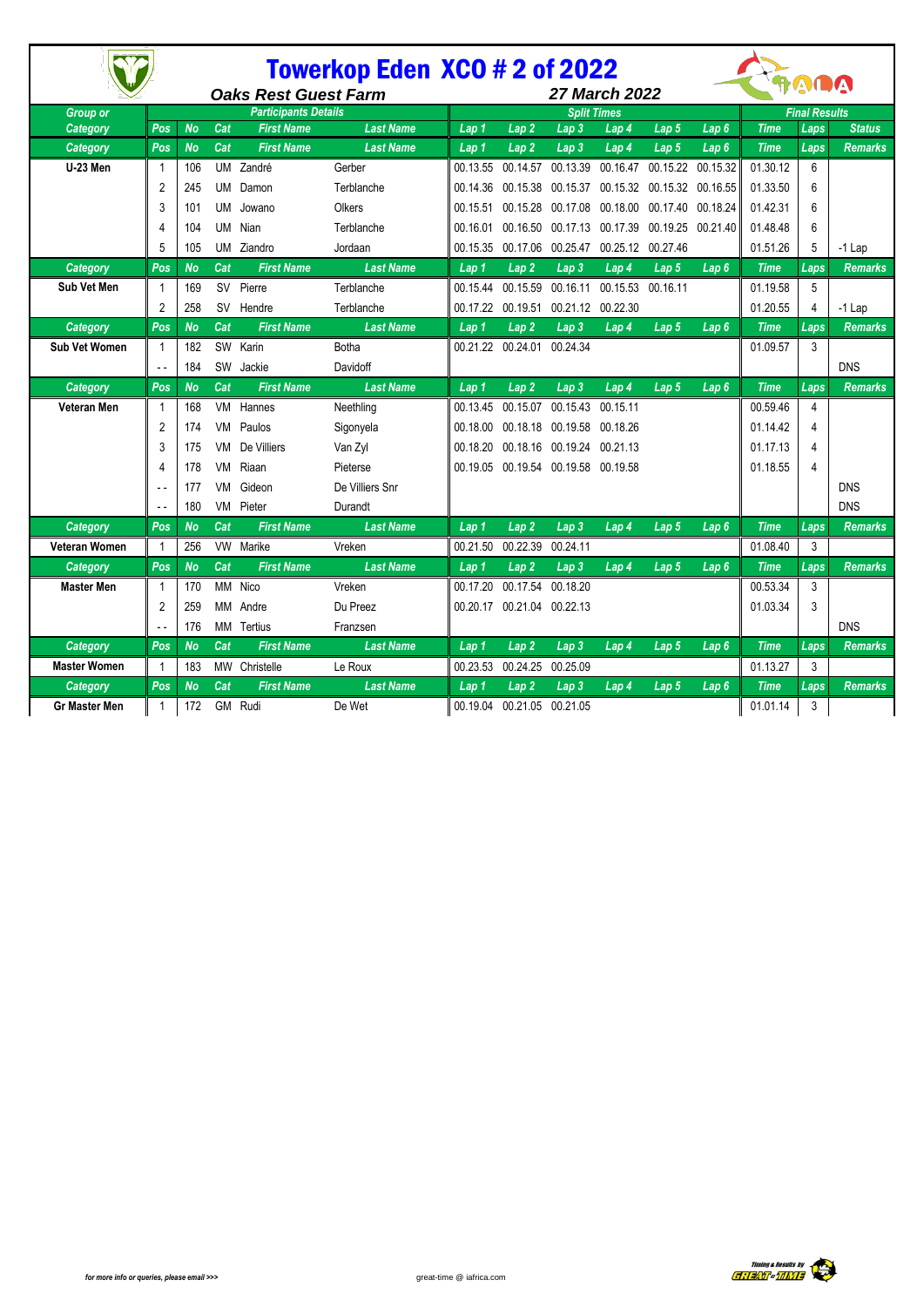# Towerkop Eden XCO # 2 of 2022

***Oaks Rest Guest Farm*** — ***27 March 2022***

| Group or Category | Participants Details | | | | | Split Times | | | | | | Final Results | | |
|---|---|---|---|---|---|---|---|---|---|---|---|---|---|---|
| Category | Pos | No | Cat | First Name | Last Name | Lap 1 | Lap 2 | Lap 3 | Lap 4 | Lap 5 | Lap 6 | Time | Laps | Status |
| Category | Pos | No | Cat | First Name | Last Name | Lap 1 | Lap 2 | Lap 3 | Lap 4 | Lap 5 | Lap 6 | Time | Laps | Remarks |
| **U-23 Men** | 1 | 106 | UM | Zandré | Gerber | 00.13.55 | 00.14.57 | 00.13.39 | 00.16.47 | 00.15.22 | 00.15.32 | 01.30.12 | 6 | |
| | 2 | 245 | UM | Damon | Terblanche | 00.14.36 | 00.15.38 | 00.15.37 | 00.15.32 | 00.15.32 | 00.16.55 | 01.33.50 | 6 | |
| | 3 | 101 | UM | Jowano | Olkers | 00.15.51 | 00.15.28 | 00.17.08 | 00.18.00 | 00.17.40 | 00.18.24 | 01.42.31 | 6 | |
| | 4 | 104 | UM | Nian | Terblanche | 00.16.01 | 00.16.50 | 00.17.13 | 00.17.39 | 00.19.25 | 00.21.40 | 01.48.48 | 6 | |
| | 5 | 105 | UM | Ziandro | Jordaan | 00.15.35 | 00.17.06 | 00.25.47 | 00.25.12 | 00.27.46 | | 01.51.26 | 5 | -1 Lap |
| Category | Pos | No | Cat | First Name | Last Name | Lap 1 | Lap 2 | Lap 3 | Lap 4 | Lap 5 | Lap 6 | Time | Laps | Remarks |
| **Sub Vet Men** | 1 | 169 | SV | Pierre | Terblanche | 00.15.44 | 00.15.59 | 00.16.11 | 00.15.53 | 00.16.11 | | 01.19.58 | 5 | |
| | 2 | 258 | SV | Hendre | Terblanche | 00.17.22 | 00.19.51 | 00.21.12 | 00.22.30 | | | 01.20.55 | 4 | -1 Lap |
| Category | Pos | No | Cat | First Name | Last Name | Lap 1 | Lap 2 | Lap 3 | Lap 4 | Lap 5 | Lap 6 | Time | Laps | Remarks |
| **Sub Vet Women** | 1 | 182 | SW | Karin | Botha | 00.21.22 | 00.24.01 | 00.24.34 | | | | 01.09.57 | 3 | |
| | - - | 184 | SW | Jackie | Davidoff | | | | | | | | | DNS |
| Category | Pos | No | Cat | First Name | Last Name | Lap 1 | Lap 2 | Lap 3 | Lap 4 | Lap 5 | Lap 6 | Time | Laps | Remarks |
| **Veteran Men** | 1 | 168 | VM | Hannes | Neethling | 00.13.45 | 00.15.07 | 00.15.43 | 00.15.11 | | | 00.59.46 | 4 | |
| | 2 | 174 | VM | Paulos | Sigonyela | 00.18.00 | 00.18.18 | 00.19.58 | 00.18.26 | | | 01.14.42 | 4 | |
| | 3 | 175 | VM | De Villiers | Van Zyl | 00.18.20 | 00.18.16 | 00.19.24 | 00.21.13 | | | 01.17.13 | 4 | |
| | 4 | 178 | VM | Riaan | Pieterse | 00.19.05 | 00.19.54 | 00.19.58 | 00.19.58 | | | 01.18.55 | 4 | |
| | - - | 177 | VM | Gideon | De Villiers Snr | | | | | | | | | DNS |
| | - - | 180 | VM | Pieter | Durandt | | | | | | | | | DNS |
| Category | Pos | No | Cat | First Name | Last Name | Lap 1 | Lap 2 | Lap 3 | Lap 4 | Lap 5 | Lap 6 | Time | Laps | Remarks |
| **Veteran Women** | 1 | 256 | VW | Marike | Vreken | 00.21.50 | 00.22.39 | 00.24.11 | | | | 01.08.40 | 3 | |
| Category | Pos | No | Cat | First Name | Last Name | Lap 1 | Lap 2 | Lap 3 | Lap 4 | Lap 5 | Lap 6 | Time | Laps | Remarks |
| **Master Men** | 1 | 170 | MM | Nico | Vreken | 00.17.20 | 00.17.54 | 00.18.20 | | | | 00.53.34 | 3 | |
| | 2 | 259 | MM | Andre | Du Preez | 00.20.17 | 00.21.04 | 00.22.13 | | | | 01.03.34 | 3 | |
| | - - | 176 | MM | Tertius | Franzsen | | | | | | | | | DNS |
| Category | Pos | No | Cat | First Name | Last Name | Lap 1 | Lap 2 | Lap 3 | Lap 4 | Lap 5 | Lap 6 | Time | Laps | Remarks |
| **Master Women** | 1 | 183 | MW | Christelle | Le Roux | 00.23.53 | 00.24.25 | 00.25.09 | | | | 01.13.27 | 3 | |
| Category | Pos | No | Cat | First Name | Last Name | Lap 1 | Lap 2 | Lap 3 | Lap 4 | Lap 5 | Lap 6 | Time | Laps | Remarks |
| **Gr Master Men** | 1 | 172 | GM | Rudi | De Wet | 00.19.04 | 00.21.05 | 00.21.05 | | | | 01.01.14 | 3 | |

*for more info or queries, please email >>>* great-time @ iafrica.com

*Timing & Results by GREAT-TIME*